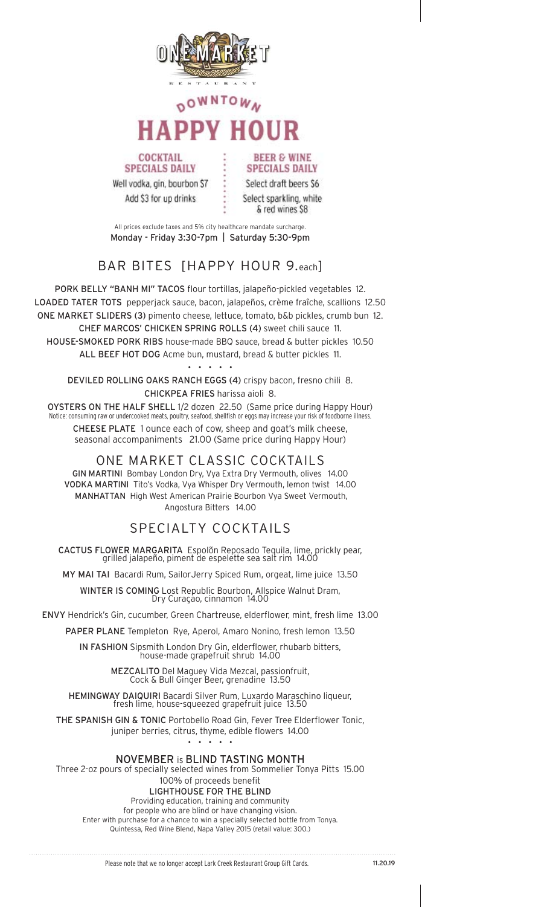# ONE MARKET

RESTAURANT

## DOWNTOWN HAPPY HOUR

**COCKTAIL SPECIALS DAILY**

Well vodka, gin, bourbon $7

Add $3 for up drinks

**BEER & WINE SPECIALS DAILY**

Select draft beers $6

Select sparkling, white & red wines $8

All prices exclude taxes and 5% city healthcare mandate surcharge.

Monday - Friday 3:30-7pm | Saturday 5:30-9pm

## BAR BITES [HAPPY HOUR 9.each]

**PORK BELLY "BANH MI" TACOS** flour tortillas, jalapeño-pickled vegetables 12.

**LOADED TATER TOTS** pepperjack sauce, bacon, jalapeños, crème fraîche, scallions 12.50

**ONE MARKET SLIDERS (3)** pimento cheese, lettuce, tomato, b&b pickles, crumb bun 12.

**CHEF MARCOS' CHICKEN SPRING ROLLS (4)** sweet chili sauce 11.

**HOUSE-SMOKED PORK RIBS** house-made BBQ sauce, bread & butter pickles 10.50

**ALL BEEF HOT DOG** Acme bun, mustard, bread & butter pickles 11.

• • • • •

**DEVILED ROLLING OAKS RANCH EGGS (4)** crispy bacon, fresno chili 8.

**CHICKPEA FRIES** harissa aioli 8.

**OYSTERS ON THE HALF SHELL** 1/2 dozen 22.50 (Same price during Happy Hour)

Notice: consuming raw or undercooked meats, poultry, seafood, shellfish or eggs may increase your risk of foodborne illness.

**CHEESE PLATE** 1 ounce each of cow, sheep and goat's milk cheese, seasonal accompaniments 21.00 (Same price during Happy Hour)

## ONE MARKET CLASSIC COCKTAILS

**GIN MARTINI** Bombay London Dry, Vya Extra Dry Vermouth, olives 14.00

**VODKA MARTINI** Tito's Vodka, Vya Whisper Dry Vermouth, lemon twist 14.00

**MANHATTAN** High West American Prairie Bourbon Vya Sweet Vermouth, Angostura Bitters 14.00

## SPECIALTY COCKTAILS

**CACTUS FLOWER MARGARITA** Espolõn Reposado Tequila, lime, prickly pear, grilled jalapeño, piment de espelette sea salt rim 14.00

**MY MAI TAI** Bacardi Rum, SailorJerry Spiced Rum, orgeat, lime juice 13.50

**WINTER IS COMING** Lost Republic Bourbon, Allspice Walnut Dram, Dry Curaçao, cinnamon 14.00

**ENVY** Hendrick's Gin, cucumber, Green Chartreuse, elderflower, mint, fresh lime 13.00

**PAPER PLANE** Templeton Rye, Aperol, Amaro Nonino, fresh lemon 13.50

**IN FASHION** Sipsmith London Dry Gin, elderflower, rhubarb bitters, house-made grapefruit shrub 14.00

**MEZCALITO** Del Maguey Vida Mezcal, passionfruit, Cock & Bull Ginger Beer, grenadine 13.50

**HEMINGWAY DAIQUIRI** Bacardi Silver Rum, Luxardo Maraschino liqueur, fresh lime, house-squeezed grapefruit juice 13.50

**THE SPANISH GIN & TONIC** Portobello Road Gin, Fever Tree Elderflower Tonic, juniper berries, citrus, thyme, edible flowers 14.00

• • • • •

**NOVEMBER** is **BLIND TASTING MONTH**

Three 2-oz pours of specially selected wines from Sommelier Tonya Pitts 15.00

100% of proceeds benefit

**LIGHTHOUSE FOR THE BLIND**

Providing education, training and community for people who are blind or have changing vision.

Enter with purchase for a chance to win a specially selected bottle from Tonya.

Quintessa, Red Wine Blend, Napa Valley 2015 (retail value: 300.)

Please note that we no longer accept Lark Creek Restaurant Group Gift Cards.

11.20.19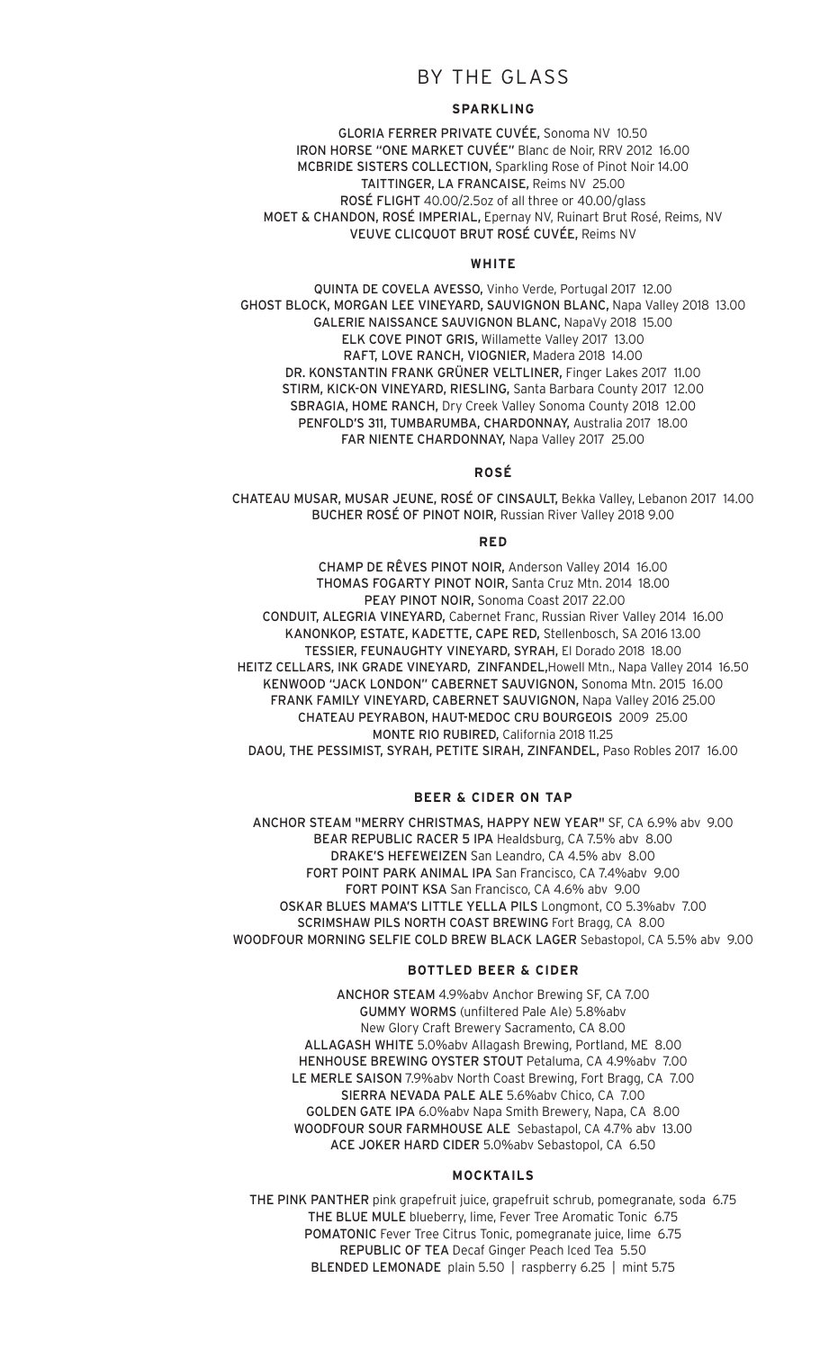# BY THE GLASS

## SPARKLING

**GLORIA FERRER PRIVATE CUVÉE,** Sonoma NV 10.50
**IRON HORSE "ONE MARKET CUVÉE"** Blanc de Noir, RRV 2012 16.00
**MCBRIDE SISTERS COLLECTION,** Sparkling Rose of Pinot Noir 14.00
**TAITTINGER, LA FRANCAISE,** Reims NV 25.00
**ROSÉ FLIGHT** 40.00/2.5oz of all three or 40.00/glass
**MOET & CHANDON, ROSÉ IMPERIAL,** Epernay NV, Ruinart Brut Rosé, Reims, NV
**VEUVE CLICQUOT BRUT ROSÉ CUVÉE,** Reims NV

## WHITE

**QUINTA DE COVELA AVESSO,** Vinho Verde, Portugal 2017 12.00
**GHOST BLOCK, MORGAN LEE VINEYARD, SAUVIGNON BLANC,** Napa Valley 2018 13.00
**GALERIE NAISSANCE SAUVIGNON BLANC,** NapaVy 2018 15.00
**ELK COVE PINOT GRIS,** Willamette Valley 2017 13.00
**RAFT, LOVE RANCH, VIOGNIER,** Madera 2018 14.00
**DR. KONSTANTIN FRANK GRÜNER VELTLINER,** Finger Lakes 2017 11.00
**STIRM, KICK-ON VINEYARD, RIESLING,** Santa Barbara County 2017 12.00
**SBRAGIA, HOME RANCH,** Dry Creek Valley Sonoma County 2018 12.00
**PENFOLD'S 311, TUMBARUMBA, CHARDONNAY,** Australia 2017 18.00
**FAR NIENTE CHARDONNAY,** Napa Valley 2017 25.00

## ROSÉ

**CHATEAU MUSAR, MUSAR JEUNE, ROSÉ OF CINSAULT,** Bekka Valley, Lebanon 2017 14.00
**BUCHER ROSÉ OF PINOT NOIR,** Russian River Valley 2018 9.00

## RED

**CHAMP DE RÊVES PINOT NOIR,** Anderson Valley 2014 16.00
**THOMAS FOGARTY PINOT NOIR,** Santa Cruz Mtn. 2014 18.00
**PEAY PINOT NOIR,** Sonoma Coast 2017 22.00
**CONDUIT, ALEGRIA VINEYARD,** Cabernet Franc, Russian River Valley 2014 16.00
**KANONKOP, ESTATE, KADETTE, CAPE RED,** Stellenbosch, SA 2016 13.00
**TESSIER, FEUNAUGHTY VINEYARD, SYRAH,** El Dorado 2018 18.00
**HEITZ CELLARS, INK GRADE VINEYARD, ZINFANDEL,**Howell Mtn., Napa Valley 2014 16.50
**KENWOOD "JACK LONDON" CABERNET SAUVIGNON,** Sonoma Mtn. 2015 16.00
**FRANK FAMILY VINEYARD, CABERNET SAUVIGNON,** Napa Valley 2016 25.00
**CHATEAU PEYRABON, HAUT-MEDOC CRU BOURGEOIS** 2009 25.00
**MONTE RIO RUBIRED,** California 2018 11.25
**DAOU, THE PESSIMIST, SYRAH, PETITE SIRAH, ZINFANDEL,** Paso Robles 2017 16.00

## BEER & CIDER ON TAP

**ANCHOR STEAM "MERRY CHRISTMAS, HAPPY NEW YEAR"** SF, CA 6.9% abv 9.00
**BEAR REPUBLIC RACER 5 IPA** Healdsburg, CA 7.5% abv 8.00
**DRAKE'S HEFEWEIZEN** San Leandro, CA 4.5% abv 8.00
**FORT POINT PARK ANIMAL IPA** San Francisco, CA 7.4%abv 9.00
**FORT POINT KSA** San Francisco, CA 4.6% abv 9.00
**OSKAR BLUES MAMA'S LITTLE YELLA PILS** Longmont, CO 5.3%abv 7.00
**SCRIMSHAW PILS NORTH COAST BREWING** Fort Bragg, CA 8.00
**WOODFOUR MORNING SELFIE COLD BREW BLACK LAGER** Sebastopol, CA 5.5% abv 9.00

## BOTTLED BEER & CIDER

**ANCHOR STEAM** 4.9%abv Anchor Brewing SF, CA 7.00
**GUMMY WORMS** (unfiltered Pale Ale) 5.8%abv
New Glory Craft Brewery Sacramento, CA 8.00
**ALLAGASH WHITE** 5.0%abv Allagash Brewing, Portland, ME 8.00
**HENHOUSE BREWING OYSTER STOUT** Petaluma, CA 4.9%abv 7.00
**LE MERLE SAISON** 7.9%abv North Coast Brewing, Fort Bragg, CA 7.00
**SIERRA NEVADA PALE ALE** 5.6%abv Chico, CA 7.00
**GOLDEN GATE IPA** 6.0%abv Napa Smith Brewery, Napa, CA 8.00
**WOODFOUR SOUR FARMHOUSE ALE** Sebastapol, CA 4.7% abv 13.00
**ACE JOKER HARD CIDER** 5.0%abv Sebastopol, CA 6.50

## MOCKTAILS

**THE PINK PANTHER** pink grapefruit juice, grapefruit schrub, pomegranate, soda 6.75
**THE BLUE MULE** blueberry, lime, Fever Tree Aromatic Tonic 6.75
**POMATONIC** Fever Tree Citrus Tonic, pomegranate juice, lime 6.75
**REPUBLIC OF TEA** Decaf Ginger Peach Iced Tea 5.50
**BLENDED LEMONADE** plain 5.50 | raspberry 6.25 | mint 5.75